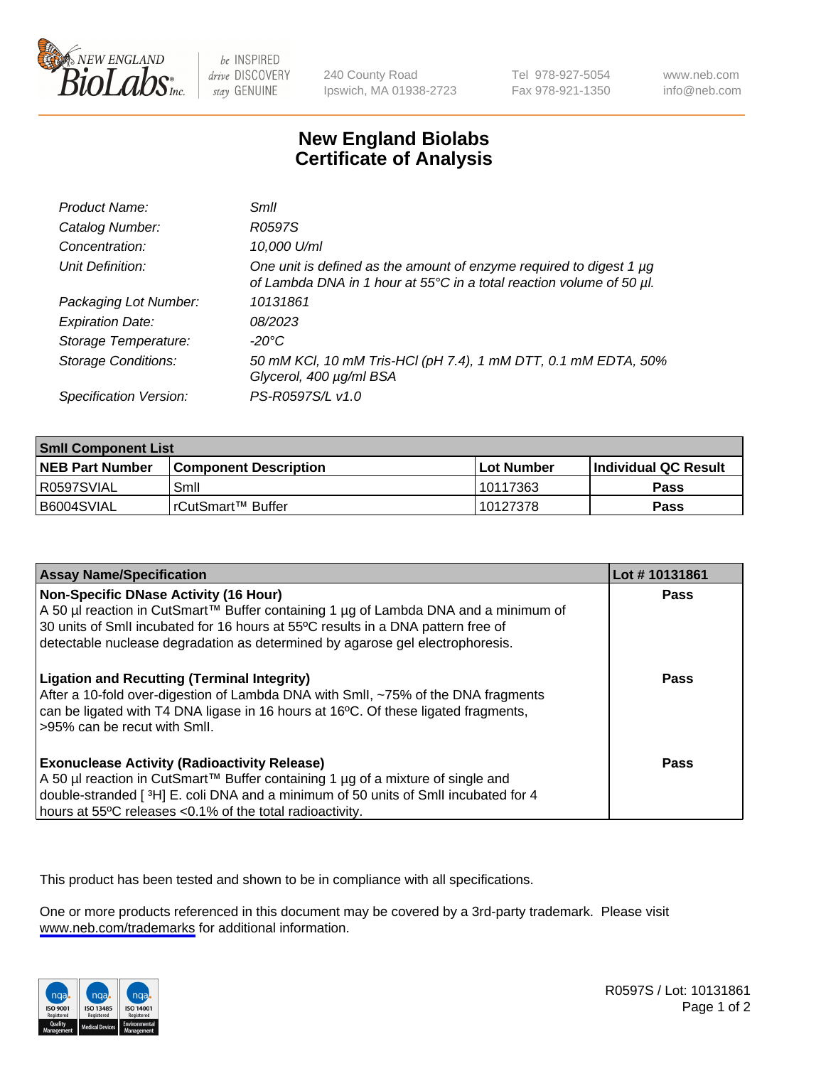# New England Biolabs
# Certificate of Analysis

| | |
|---|---|
| *Product Name:* | *SmlI* |
| *Catalog Number:* | *R0597S* |
| *Concentration:* | *10,000 U/ml* |
| *Unit Definition:* | *One unit is defined as the amount of enzyme required to digest 1 µg of Lambda DNA in 1 hour at 55°C in a total reaction volume of 50 µl.* |
| *Packaging Lot Number:* | *10131861* |
| *Expiration Date:* | *08/2023* |
| *Storage Temperature:* | *-20°C* |
| *Storage Conditions:* | *50 mM KCl, 10 mM Tris-HCl (pH 7.4), 1 mM DTT, 0.1 mM EDTA, 50% Glycerol, 400 µg/ml BSA* |
| *Specification Version:* | *PS-R0597S/L v1.0* |

| **SmlI Component List** | | | |
|---|---|---|---|
| **NEB Part Number** | **Component Description** | **Lot Number** | **Individual QC Result** |
| R0597SVIAL | SmlI | 10117363 | **Pass** |
| B6004SVIAL | rCutSmart™ Buffer | 10127378 | **Pass** |

| **Assay Name/Specification** | **Lot # 10131861** |
|---|---|
| **Non-Specific DNase Activity (16 Hour)** A 50 µl reaction in CutSmart™ Buffer containing 1 µg of Lambda DNA and a minimum of 30 units of SmlI incubated for 16 hours at 55ºC results in a DNA pattern free of detectable nuclease degradation as determined by agarose gel electrophoresis. | **Pass** |
| **Ligation and Recutting (Terminal Integrity)** After a 10-fold over-digestion of Lambda DNA with SmlI, ~75% of the DNA fragments can be ligated with T4 DNA ligase in 16 hours at 16ºC. Of these ligated fragments, >95% can be recut with SmlI. | **Pass** |
| **Exonuclease Activity (Radioactivity Release)** A 50 µl reaction in CutSmart™ Buffer containing 1 µg of a mixture of single and double-stranded [ $^3$H] E. coli DNA and a minimum of 50 units of SmlI incubated for 4 hours at 55ºC releases <0.1% of the total radioactivity. | **Pass** |

This product has been tested and shown to be in compliance with all specifications.

One or more products referenced in this document may be covered by a 3rd-party trademark. Please visit www.neb.com/trademarks for additional information.

R0597S / Lot: 10131861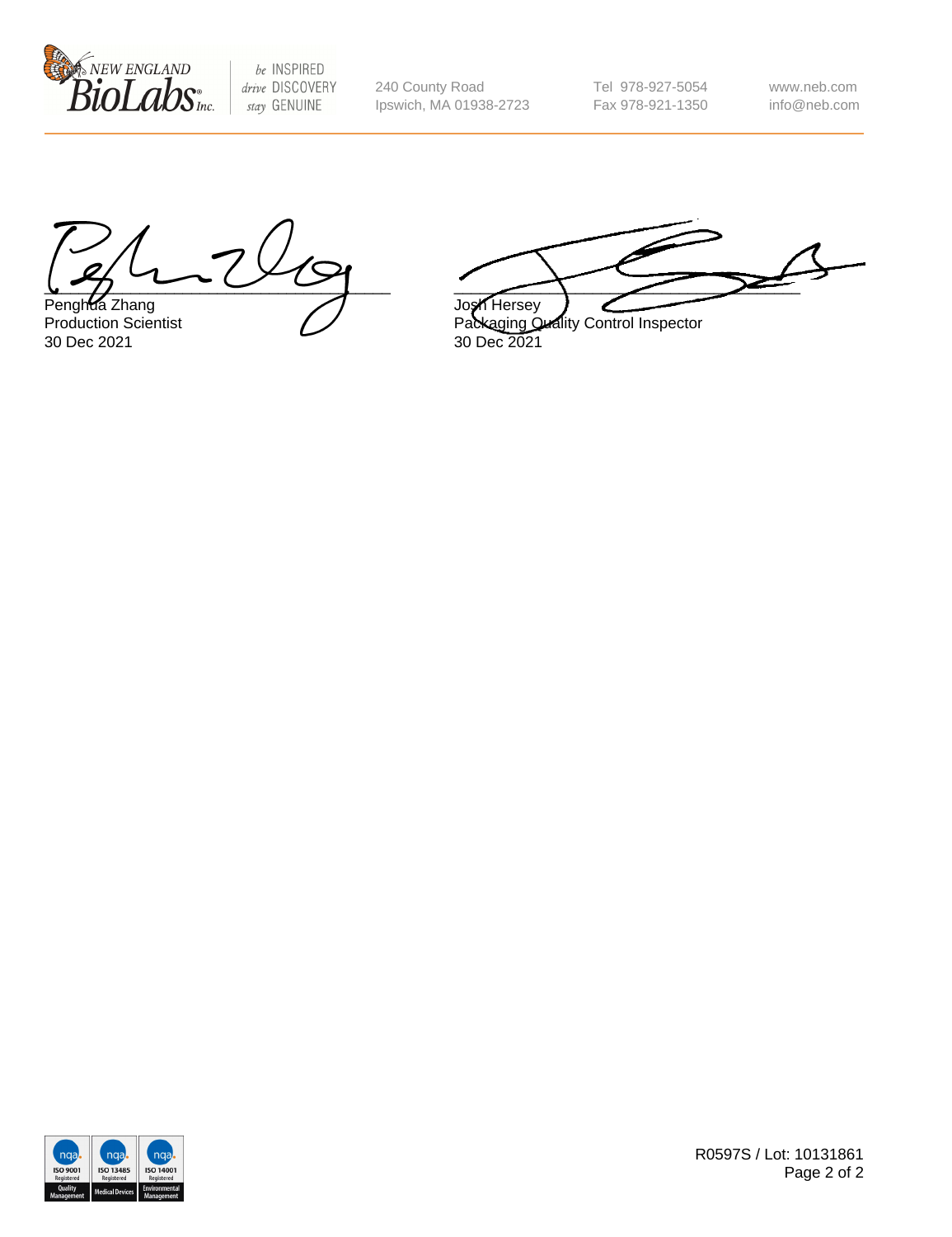Penghua Zhang
Production Scientist
30 Dec 2021

Josh Hersey
Packaging Quality Control Inspector
30 Dec 2021

R0597S / Lot: 10131861